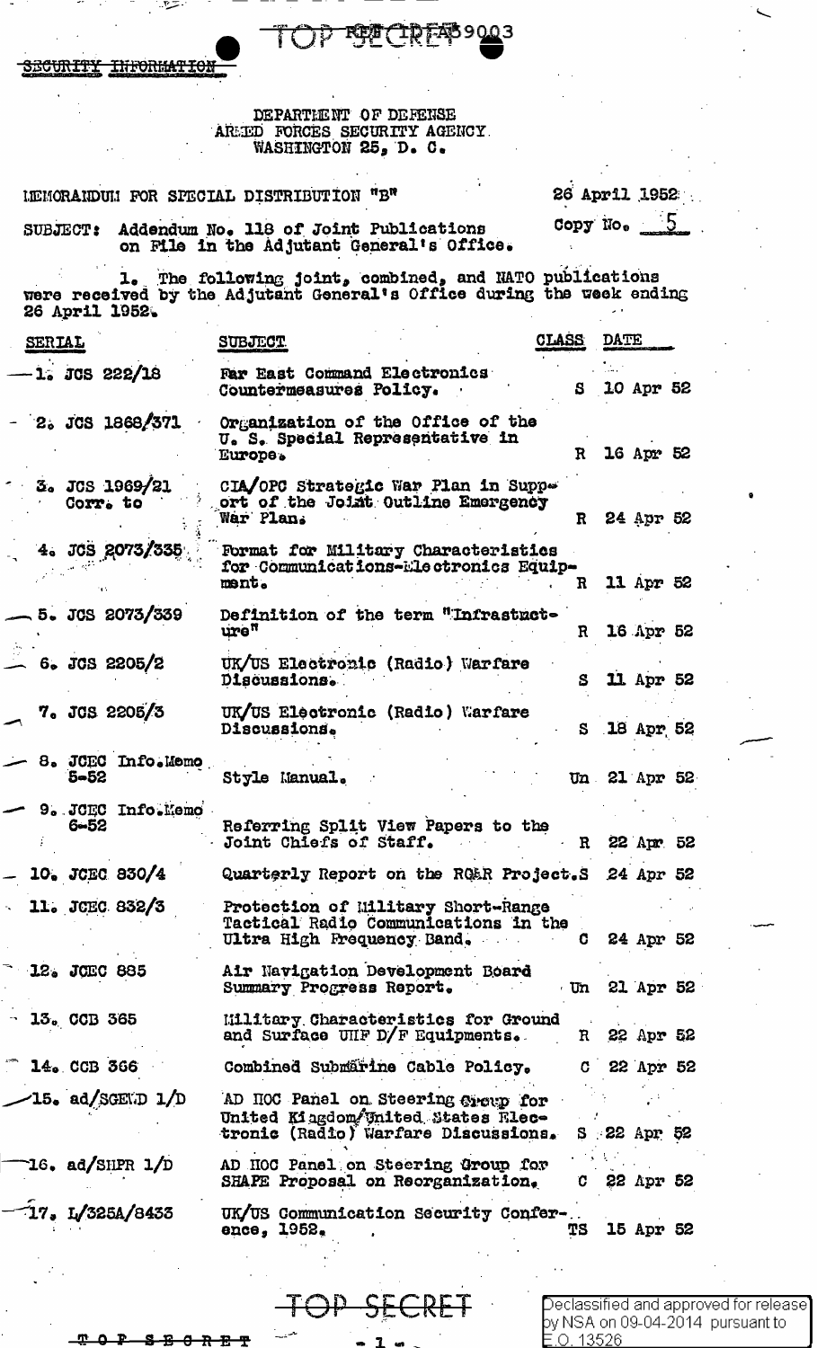TOP SECRET REF ID:A59003

SECURITY INFORMATION

DEPARTMENT OF DEFENSE
ARMED FORCES SECURITY AGENCY
WASHINGTON 25, D. C.

MEMORANDUM FOR SPECIAL DISTRIBUTION "B" — 26 April 1952

Copy No. 5

SUBJECT: Addendum No. 118 of Joint Publications on File in the Adjutant General's Office.

1. The following joint, combined, and NATO publications were received by the Adjutant General's Office during the week ending 26 April 1952.

| SERIAL | SUBJECT | CLASS | DATE |
|---|---|---|---|
| 1. JCS 222/18 | Far East Command Electronics Countermeasures Policy. | S | 10 Apr 52 |
| 2. JCS 1868/371 | Organization of the Office of the U. S. Special Representative in Europe. | R | 16 Apr 52 |
| 3. JCS 1969/21 Corr. to | CIA/OPC Strategic War Plan in Support of the Joint Outline Emergency War Plan. | R | 24 Apr 52 |
| 4. JCS 2073/335 | Format for Military Characteristics for Communications-Electronics Equipment. | R | 11 Apr 52 |
| 5. JCS 2073/339 | Definition of the term "Infrastructure" | R | 16 Apr 52 |
| 6. JCS 2205/2 | UK/US Electronic (Radio) Warfare Discussions. | S | 11 Apr 52 |
| 7. JCS 2205/3 | UK/US Electronic (Radio) Warfare Discussions. | S | 18 Apr 52 |
| 8. JCEC Info.Memo 5-52 | Style Manual. | Un | 21 Apr 52 |
| 9. JCEC Info.Memo 6-52 | Referring Split View Papers to the Joint Chiefs of Staff. | R | 22 Apr 52 |
| 10. JCEC 830/4 | Quarterly Report on the RQ&R Project. | S | 24 Apr 52 |
| 11. JCEC 832/3 | Protection of Military Short-Range Tactical Radio Communications in the Ultra High Frequency Band. | C | 24 Apr 52 |
| 12. JCEC 885 | Air Navigation Development Board Summary Progress Report. | Un | 21 Apr 52 |
| 13. CCB 365 | Military Characteristics for Ground and Surface UHF D/F Equipments. | R | 22 Apr 52 |
| 14. CCB 366 | Combined Submarine Cable Policy. | C | 22 Apr 52 |
| 15. ad/SGEWD 1/D | AD HOC Panel on Steering Group for United Kingdom/United States Electronic (Radio) Warfare Discussions. | S | 22 Apr 52 |
| 16. ad/SHPR 1/D | AD HOC Panel on Steering Group for SHAPE Proposal on Reorganization. | C | 22 Apr 52 |
| 17. I/325A/8433 | UK/US Communication Security Conference, 1952. | TS | 15 Apr 52 |

TOP SECRET

Declassified and approved for release by NSA on 09-04-2014 pursuant to E.O. 13526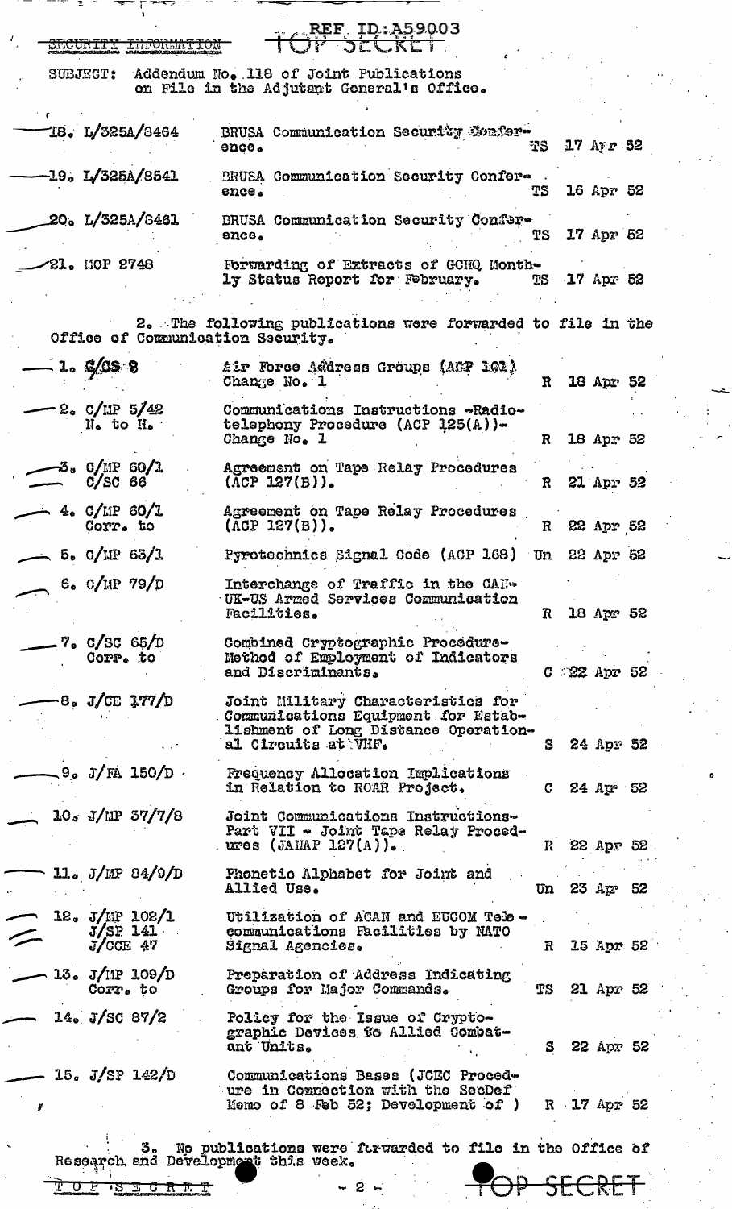SECURITY INFORMATION

REF. ID:A59003
TOP SECRET

SUBJECT: Addendum No. 118 of Joint Publications on File in the Adjutant General's Office.

| | | | |
|---|---|---|---|
| 18. L/325A/8464 | BRUSA Communication Security Conference. | TS | 17 Apr 52 |
| 19. L/325A/8541 | BRUSA Communication Security Conference. | TS | 16 Apr 52 |
| 20. L/325A/8461 | BRUSA Communication Security Conference. | TS | 17 Apr 52 |
| 21. MOP 2748 | Forwarding of Extracts of GCHQ Monthly Status Report for February. | TS | 17 Apr 52 |

2. The following publications were forwarded to file in the Office of Communication Security.

| | | | |
|---|---|---|---|
| 1. C/CS 8 | Air Force Address Groups (ACP 121) Change No. 1 | R | 18 Apr 52 |
| 2. C/MP 5/42 N. to H. | Communications Instructions -Radiotelephony Procedure (ACP 125(A))- Change No. 1 | R | 18 Apr 52 |
| 3. C/MP 60/1 C/SC 66 | Agreement on Tape Relay Procedures (ACP 127(B)). | R | 21 Apr 52 |
| 4. C/MP 60/1 Corr. to | Agreement on Tape Relay Procedures (ACP 127(B)). | R | 22 Apr 52 |
| 5. C/MP 63/1 | Pyrotechnics Signal Code (ACP 168) | Un | 22 Apr 52 |
| 6. C/MP 79/D | Interchange of Traffic in the CAN-UK-US Armed Services Communication Facilities. | R | 18 Apr 52 |
| 7. C/SC 65/D Corr. to | Combined Cryptographic Procedure-Method of Employment of Indicators and Discriminants. | C | 22 Apr 52 |
| 8. J/CE 177/D | Joint Military Characteristics for Communications Equipment for Establishment of Long Distance Operational Circuits at VHF. | S | 24 Apr 52 |
| 9. J/FA 150/D | Frequency Allocation Implications in Relation to ROAR Project. | C | 24 Apr 52 |
| 10. J/MP 37/7/8 | Joint Communications Instructions-Part VII - Joint Tape Relay Procedures (JANAP 127(A)). | R | 22 Apr 52 |
| 11. J/MP 84/9/D | Phonetic Alphabet for Joint and Allied Use. | Un | 23 Apr 52 |
| 12. J/MP 102/1 J/SP 141 J/CCE 47 | Utilization of ACAN and EUCOM Telecommunications Facilities by NATO Signal Agencies. | R | 15 Apr 52 |
| 13. J/MP 109/D Corr. to | Preparation of Address Indicating Groups for Major Commands. | TS | 21 Apr 52 |
| 14. J/SC 87/2 | Policy for the Issue of Cryptographic Devices to Allied Combatant Units. | S | 22 Apr 52 |
| 15. J/SP 142/D | Communications Bases (JCEC Procedure in Connection with the SecDef Memo of 8 Feb 52; Development of ) | R | 17 Apr 52 |

3. No publications were forwarded to file in the Office of Research and Development this week.

TOP SECRET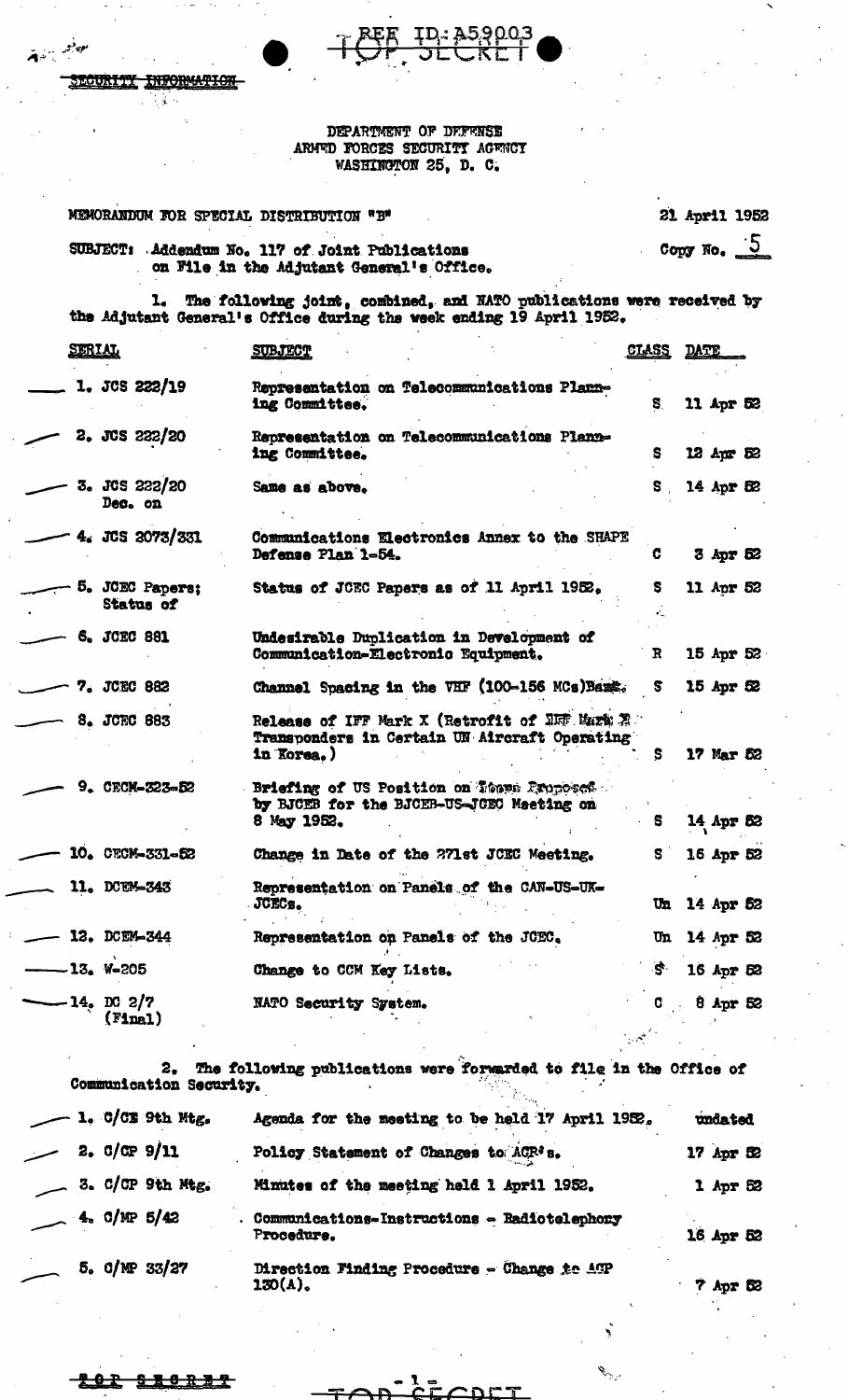SECURITY INFORMATION

REF ID:A59003

TOP SECRET

DEPARTMENT OF DEFENSE
ARMED FORCES SECURITY AGENCY
WASHINGTON 25, D. C.

MEMORANDUM FOR SPECIAL DISTRIBUTION "B"

21 April 1952

Copy No. 5

SUBJECT: Addendum No. 117 of Joint Publications on File in the Adjutant General's Office.

1. The following joint, combined, and NATO publications were received by the Adjutant General's Office during the week ending 19 April 1952.

| SERIAL | SUBJECT | CLASS | DATE |
|---|---|---|---|
| 1. JCS 222/19 | Representation on Telecommunications Planning Committee. | S | 11 Apr 52 |
| 2. JCS 222/20 | Representation on Telecommunications Planning Committee. | S | 12 Apr 52 |
| 3. JCS 222/20 Dec. on | Same as above. | S | 14 Apr 52 |
| 4. JCS 2073/331 | Communications Electronics Annex to the SHAPE Defense Plan 1-54. | C | 3 Apr 52 |
| 5. JCEC Papers; Status of | Status of JCEC Papers as of 11 April 1952. | S | 11 Apr 52 |
| 6. JCEC 881 | Undesirable Duplication in Development of Communication-Electronic Equipment. | R | 15 Apr 52 |
| 7. JCEC 882 | Channel Spacing in the VHF (100-156 MCs)Band. | S | 15 Apr 52 |
| 8. JCEC 883 | Release of IFF Mark X (Retrofit of IFF Mark X Transponders in Certain UN Aircraft Operating in Korea.) | S | 17 Mar 52 |
| 9. CECM-323-52 | Briefing of US Position on Items Proposed by BJCEB for the BJCEB-US-JCEC Meeting on 8 May 1952. | S | 14 Apr 52 |
| 10. CECM-331-52 | Change in Date of the 271st JCEC Meeting. | S | 16 Apr 52 |
| 11. DCEM-343 | Representation on Panels of the CAN-US-UK-JCECs. | Un | 14 Apr 52 |
| 12. DCEM-344 | Representation on Panels of the JCEC. | Un | 14 Apr 52 |
| 13. W-205 | Change to CCM Key Lists. | S | 16 Apr 52 |
| 14. DC 2/7 (Final) | NATO Security System. | C | 8 Apr 52 |

2. The following publications were forwarded to file in the Office of Communication Security.

| | | |
|---|---|---|
| 1. C/CE 9th Mtg. | Agenda for the meeting to be held 17 April 1952. | undated |
| 2. C/CP 9/11 | Policy Statement of Changes to ACP's. | 17 Apr 52 |
| 3. C/CP 9th Mtg. | Minutes of the meeting held 1 April 1952. | 1 Apr 52 |
| 4. C/MP 5/42 | Communications-Instructions - Radiotelephony Procedure. | 16 Apr 52 |
| 5. C/MP 33/27 | Direction Finding Procedure - Change to ACP 130(A). | 7 Apr 52 |

TOP SECRET

TOP SECRET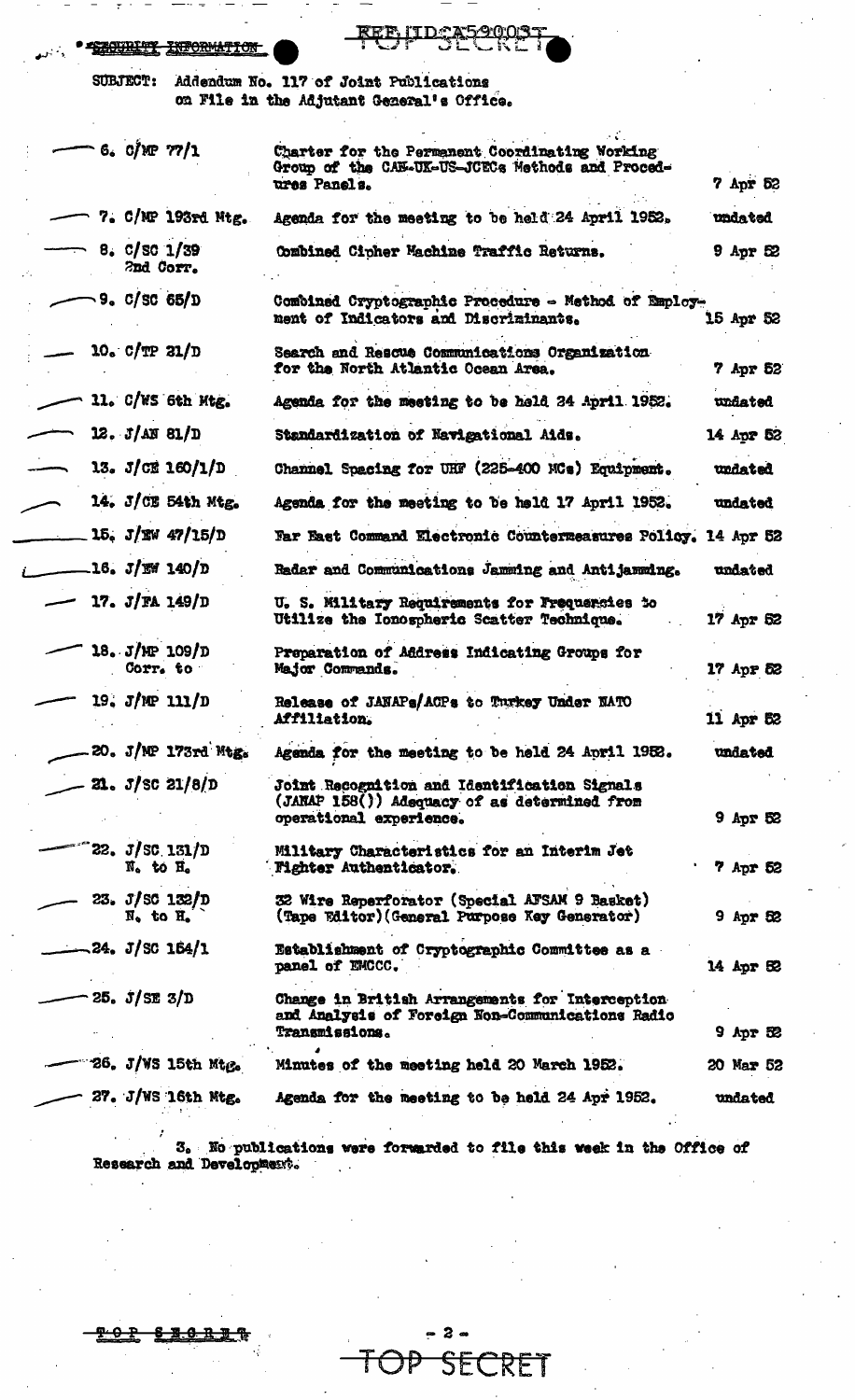SECURITY INFORMATION

REF ID:A59003

TOP SECRET

SUBJECT: Addendum No. 117 of Joint Publications on File in the Adjutant General's Office.

| | | |
|---|---|---|
| 6. C/MP 77/1 | Charter for the Permanent Coordinating Working Group of the CAN-UK-US-JCECs Methods and Procedures Panels. | 7 Apr 52 |
| 7. C/MP 193rd Mtg. | Agenda for the meeting to be held 24 April 1952. | undated |
| 8. C/SC 1/39 2nd Corr. | Combined Cipher Machine Traffic Returns. | 9 Apr 52 |
| 9. C/SC 65/D | Combined Cryptographic Procedure - Method of Employment of Indicators and Discriminants. | 15 Apr 52 |
| 10. C/TP 21/D | Search and Rescue Communications Organization for the North Atlantic Ocean Area. | 7 Apr 52 |
| 11. C/WS 6th Mtg. | Agenda for the meeting to be held 24 April 1952. | undated |
| 12. J/AN 81/D | Standardization of Navigational Aids. | 14 Apr 52 |
| 13. J/CE 160/1/D | Channel Spacing for UHF (225-400 MCs) Equipment. | undated |
| 14. J/CE 54th Mtg. | Agenda for the meeting to be held 17 April 1952. | undated |
| 15. J/EW 47/15/D | Far East Command Electronic Countermeasures Policy. | 14 Apr 52 |
| 16. J/EW 140/D | Radar and Communications Jamming and Antijamming. | undated |
| 17. J/FA 149/D | U. S. Military Requirements for Frequencies to Utilize the Ionospheric Scatter Technique. | 17 Apr 52 |
| 18. J/MP 109/D Corr. to | Preparation of Address Indicating Groups for Major Commands. | 17 Apr 52 |
| 19. J/MP 111/D | Release of JANAPs/ACPs to Turkey Under NATO Affiliation. | 11 Apr 52 |
| 20. J/MP 173rd Mtg. | Agenda for the meeting to be held 24 April 1952. | undated |
| 21. J/SC 21/8/D | Joint Recognition and Identification Signals (JANAP 158()) Adequacy of as determined from operational experience. | 9 Apr 52 |
| 22. J/SC 131/D N. to H. | Military Characteristics for an Interim Jet Fighter Authenticator. | 7 Apr 52 |
| 23. J/SC 132/D N. to H. | 32 Wire Reperforator (Special AFSAM 9 Basket) (Tape Editor)(General Purpose Key Generator) | 9 Apr 52 |
| 24. J/SC 164/1 | Establishment of Cryptographic Committee as a panel of EMCCC. | 14 Apr 52 |
| 25. J/SE 3/D | Change in British Arrangements for Interception and Analysis of Foreign Non-Communications Radio Transmissions. | 9 Apr 52 |
| 26. J/WS 15th Mtg. | Minutes of the meeting held 20 March 1952. | 20 Mar 52 |
| 27. J/WS 16th Mtg. | Agenda for the meeting to be held 24 Apr 1952. | undated |

3. No publications were forwarded to file this week in the Office of Research and Development.

TOP SECRET

TOP SECRET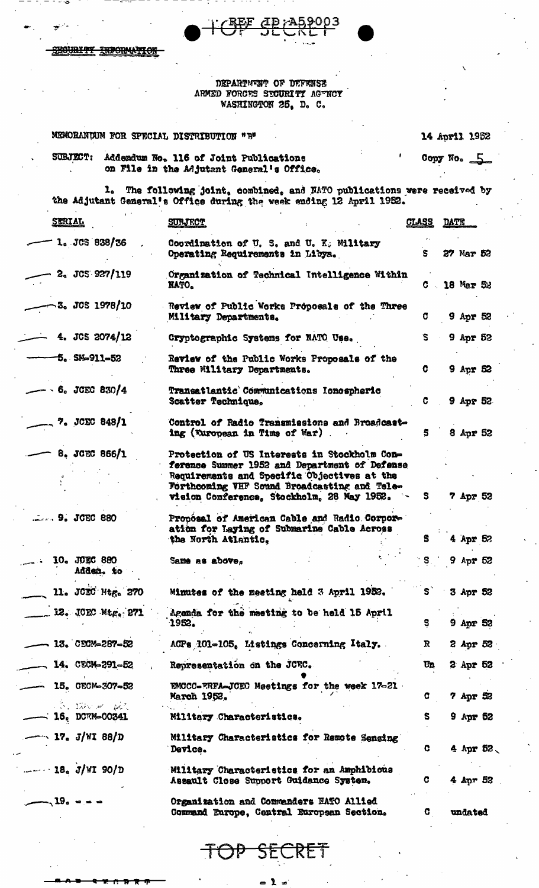REF ID:A59003

SECURITY INFORMATION

DEPARTMENT OF DEFENSE
ARMED FORCES SECURITY AGENCY
WASHINGTON 25, D. C.

MEMORANDUM FOR SPECIAL DISTRIBUTION "B"

14 April 1952

SUBJECT: Addendum No. 116 of Joint Publications on File in the Adjutant General's Office.

Copy No. 5

1. The following joint, combined, and NATO publications were received by the Adjutant General's Office during the week ending 12 April 1952.

| SERIAL | SUBJECT | CLASS | DATE |
|---|---|---|---|
| 1. JCS 838/36 | Coordination of U. S. and U. K. Military Operating Requirements in Libya. | S | 27 Mar 52 |
| 2. JCS 927/119 | Organization of Technical Intelligence Within NATO. | C | 18 Mar 52 |
| 3. JCS 1978/10 | Review of Public Works Proposals of the Three Military Departments. | C | 9 Apr 52 |
| 4. JCS 2074/12 | Cryptographic Systems for NATO Use. | S | 9 Apr 52 |
| 5. SM-911-52 | Review of the Public Works Proposals of the Three Military Departments. | C | 9 Apr 52 |
| 6. JCEC 830/4 | Transatlantic Communications Ionospheric Scatter Technique. | C | 9 Apr 52 |
| 7. JCEC 848/1 | Control of Radio Transmissions and Broadcasting (European in Time of War) | S | 8 Apr 52 |
| 8. JCEC 866/1 | Protection of US Interests in Stockholm Conference Summer 1952 and Department of Defense Requirements and Specific Objectives at the Forthcoming VHF Sound Broadcasting and Television Conference, Stockholm, 28 May 1952. | S | 7 Apr 52 |
| 9. JCEC 880 | Proposal of American Cable and Radio Corporation for Laying of Submarine Cable Across the North Atlantic. | S | 4 Apr 52 |
| 10. JCEC 880 Adden. to | Same as above. | S | 9 Apr 52 |
| 11. JCEC Mtg. 270 | Minutes of the meeting held 3 April 1952. | S | 3 Apr 52 |
| 12. JCEC Mtg. 271 | Agenda for the meeting to be held 15 April 1952. | S | 9 Apr 52 |
| 13. CECM-287-52 | ACPs 101-105, Listings Concerning Italy. | R | 2 Apr 52 |
| 14. CECM-291-52 | Representation on the JCEC. | Un | 2 Apr 52 |
| 15. CECM-307-52 | EMCCC-ERFA-JCEC Meetings for the week 17-21 March 1952. | C | 7 Apr 52 |
| 16. DCEM-00341 | Military Characteristics. | S | 9 Apr 52 |
| 17. J/WI 88/D | Military Characteristics for Remote Sensing Device. | C | 4 Apr 52 |
| 18. J/WI 90/D | Military Characteristics for an Amphibious Assault Close Support Guidance System. | C | 4 Apr 52 |
| 19. - - - | Organization and Commanders NATO Allied Command Europe, Central European Section. | C | undated |

TOP SECRET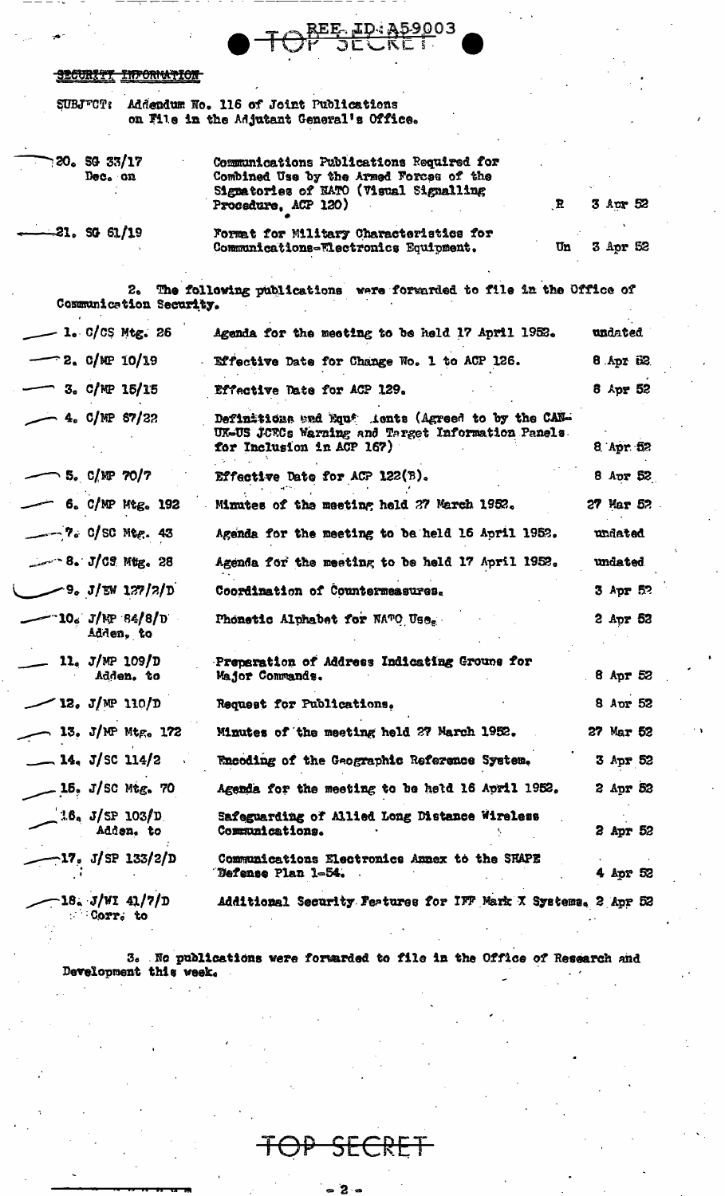REF ID:A59003

TOP SECRET

~~SECURITY INFORMATION~~

SUBJECT: Addendum No. 116 of Joint Publications on File in the Adjutant General's Office.

| | | | |
|---|---|---|---|
| 20. SG 33/17 Dec. on | Communications Publications Required for Combined Use by the Armed Forces of the Signatories of NATO (Visual Signalling Procedure, ACP 120) | R | 3 Apr 52 |
| 21. SG 61/19 | Format for Military Characteristics for Communications-Electronics Equipment. | Un | 3 Apr 52 |

2. The following publications were forwarded to file in the Office of Communication Security.

| | | |
|---|---|---|
| 1. C/CS Mtg. 26 | Agenda for the meeting to be held 17 April 1952. | undated |
| 2. C/MP 10/19 | Effective Date for Change No. 1 to ACP 126. | 8 Apr 52 |
| 3. C/MP 15/15 | Effective Date for ACP 129. | 8 Apr 52 |
| 4. C/MP 67/22 | Definitions and Equivalents (Agreed to by the CAN-UK-US JCECs Warning and Target Information Panels for Inclusion in ACP 167) | 8 Apr 52 |
| 5. C/MP 70/7 | Effective Date for ACP 122(B). | 8 Apr 52 |
| 6. C/MP Mtg. 192 | Minutes of the meeting held 27 March 1952. | 27 Mar 52 |
| 7. C/SC Mtg. 43 | Agenda for the meeting to be held 16 April 1952. | undated |
| 8. J/CS Mtg. 28 | Agenda for the meeting to be held 17 April 1952. | undated |
| 9. J/EW 127/2/D | Coordination of Countermeasures. | 3 Apr 52 |
| 10. J/MP 84/8/D Adden. to | Phonetic Alphabet for NATO Use. | 2 Apr 52 |
| 11. J/MP 109/D Adden. to | Preparation of Address Indicating Groups for Major Commands. | 8 Apr 52 |
| 12. J/MP 110/D | Request for Publications. | 8 Apr 52 |
| 13. J/MP Mtg. 172 | Minutes of the meeting held 27 March 1952. | 27 Mar 52 |
| 14. J/SC 114/2 | Encoding of the Geographic Reference System. | 3 Apr 52 |
| 15. J/SC Mtg. 70 | Agenda for the meeting to be held 16 April 1952. | 2 Apr 52 |
| 16. J/SP 103/D Adden. to | Safeguarding of Allied Long Distance Wireless Communications. | 2 Apr 52 |
| 17. J/SP 133/2/D | Communications Electronics Annex to the SHAPE Defense Plan 1-54. | 4 Apr 52 |
| 18. J/WI 41/7/D Corr. to | Additional Security Features for IFF Mark X Systems. | 2 Apr 52 |

3. No publications were forwarded to file in the Office of Research and Development this week.

TOP SECRET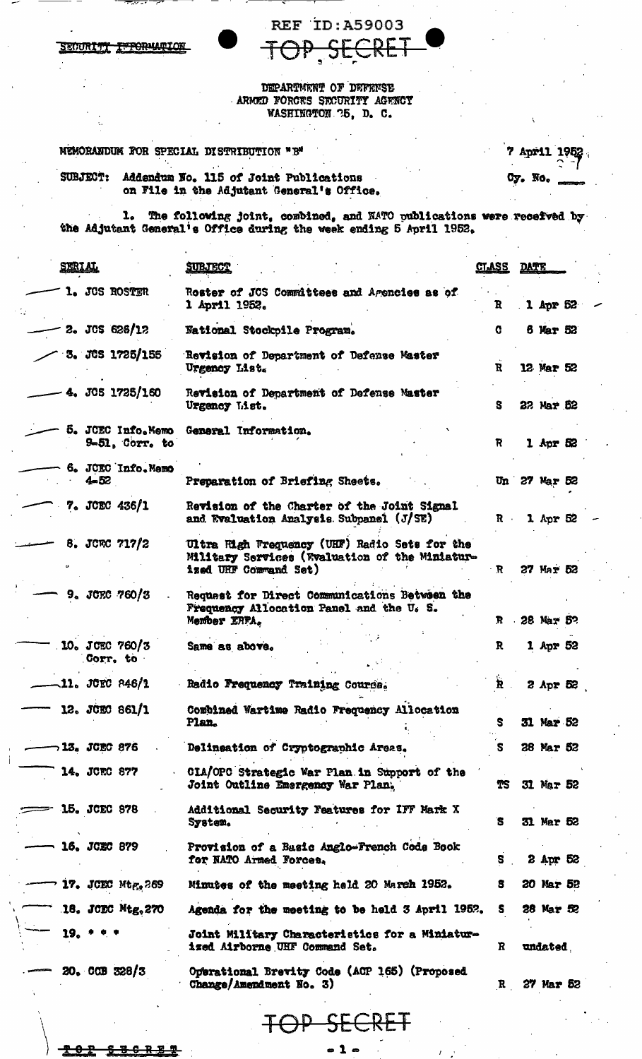SECURITY INFORMATION

REF ID:A59003

TOP SECRET

DEPARTMENT OF DEFENSE
ARMED FORCES SECURITY AGENCY
WASHINGTON 25, D. C.

MEMORANDUM FOR SPECIAL DISTRIBUTION "B"

7 April 1952

Cy. No. \_\_\_\_

SUBJECT: Addendum No. 115 of Joint Publications on File in the Adjutant General's Office.

1. The following joint, combined, and NATO publications were received by the Adjutant General's Office during the week ending 5 April 1952.

| SERIAL | SUBJECT | CLASS | DATE |
|---|---|---|---|
| 1. JCS ROSTER | Roster of JCS Committees and Agencies as of 1 April 1952. | R | 1 Apr 52 |
| 2. JCS 626/12 | National Stockpile Program. | C | 6 Mar 52 |
| 3. JCS 1725/155 | Revision of Department of Defense Master Urgency List. | R | 12 Mar 52 |
| 4. JCS 1725/160 | Revision of Department of Defense Master Urgency List. | S | 22 Mar 52 |
| 5. JCEC Info.Memo 9-51, Corr. to | General Information. | R | 1 Apr 52 |
| 6. JCEC Info.Memo 4-52 | Preparation of Briefing Sheets. | Un | 27 Mar 52 |
| 7. JCEC 436/1 | Revision of the Charter of the Joint Signal and Evaluation Analysis Subpanel (J/SE) | R | 1 Apr 52 |
| 8. JCEC 717/2 | Ultra High Frequency (UHF) Radio Sets for the Military Services (Evaluation of the Miniaturized UHF Command Set) | R | 27 Mar 52 |
| 9. JCEC 760/3 | Request for Direct Communications Between the Frequency Allocation Panel and the U. S. Member ERFA. | R | 28 Mar 52 |
| 10. JCEC 760/3 Corr. to | Same as above. | R | 1 Apr 52 |
| 11. JCEC 846/1 | Radio Frequency Training Course. | R | 2 Apr 52 |
| 12. JCEC 861/1 | Combined Wartime Radio Frequency Allocation Plan. | S | 31 Mar 52 |
| 13. JCEC 876 | Delineation of Cryptographic Areas. | S | 28 Mar 52 |
| 14. JCEC 877 | CIA/OPC Strategic War Plan in Support of the Joint Outline Emergency War Plan. | TS | 31 Mar 52 |
| 15. JCEC 878 | Additional Security Features for IFF Mark X System. | S | 31 Mar 52 |
| 16. JCEC 879 | Provision of a Basic Anglo-French Code Book for NATO Armed Forces. | S | 2 Apr 52 |
| 17. JCEC Mtg.269 | Minutes of the meeting held 20 March 1952. | S | 20 Mar 52 |
| 18. JCEC Mtg.270 | Agenda for the meeting to be held 3 April 1952. | S | 28 Mar 52 |
| 19. * * * | Joint Military Characteristics for a Miniaturized Airborne UHF Command Set. | R | undated |
| 20. CCB 328/3 | Operational Brevity Code (ACP 165) (Proposed Change/Amendment No. 3) | R | 27 Mar 52 |

TOP SECRET

TOP SECRET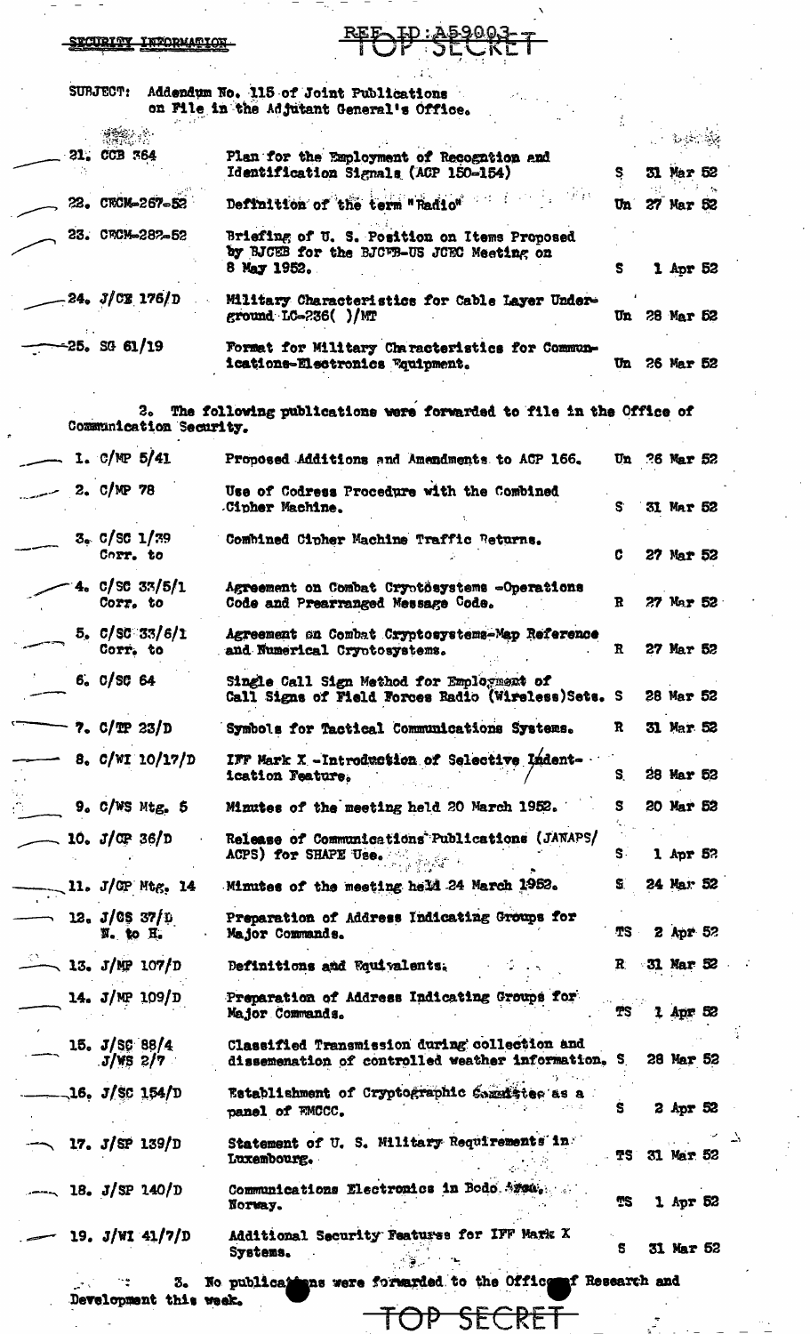SECURITY INFORMATION

REF ID:A59003 TOP SECRET

SUBJECT: Addendum No. 115 of Joint Publications on File in the Adjutant General's Office.

| | | | |
|---|---|---|---|
| 21. CCB 364 | Plan for the Employment of Recognition and Identification Signals (ACP 150-154) | S | 31 Mar 52 |
| 22. CECM-267-52 | Definition of the term "Radio" | Un | 27 Mar 52 |
| 23. CECM-282-52 | Briefing of U. S. Position on Items Proposed by BJCEB for the BJCEB-US JCEC Meeting on 8 May 1952. | S | 1 Apr 52 |
| 24. J/CE 176/D | Military Characteristics for Cable Layer Underground LC-236( )/MT | Un | 28 Mar 52 |
| 25. SG 61/19 | Format for Military Characteristics for Communications-Electronics Equipment. | Un | 26 Mar 52 |

2. The following publications were forwarded to file in the Office of Communication Security.

| | | | |
|---|---|---|---|
| 1. C/MP 5/41 | Proposed Additions and Amendments to ACP 166. | Un | 26 Mar 52 |
| 2. C/MP 78 | Use of Codress Procedure with the Combined Cipher Machine. | S | 31 Mar 52 |
| 3. C/SC 1/39 Corr. to | Combined Cipher Machine Traffic Returns. | C | 27 Mar 52 |
| 4. C/SC 33/5/1 Corr. to | Agreement on Combat Cryptosystems -Operations Code and Prearranged Message Code. | R | 27 Mar 52 |
| 5. C/SC 33/6/1 Corr. to | Agreement on Combat Cryptosystems-Map Reference and Numerical Cryptosystems. | R | 27 Mar 52 |
| 6. C/SC 64 | Single Call Sign Method for Employment of Call Signs of Field Forces Radio (Wireless) Sets. | S | 28 Mar 52 |
| 7. C/TP 23/D | Symbols for Tactical Communications Systems. | R | 31 Mar 52 |
| 8. C/WI 10/17/D | IFF Mark X -Introduction of Selective Identification Feature. | S | 28 Mar 52 |
| 9. C/WS Mtg. 5 | Minutes of the meeting held 20 March 1952. | S | 20 Mar 52 |
| 10. J/CP 36/D | Release of Communications Publications (JANAPS/ ACPS) for SHAPE Use. | S | 1 Apr 52 |
| 11. J/CP Mtg. 14 | Minutes of the meeting held 24 March 1952. | S | 24 Mar 52 |
| 12. J/CS 37/D N. to H. | Preparation of Address Indicating Groups for Major Commands. | TS | 2 Apr 52 |
| 13. J/MP 107/D | Definitions and Equivalents. | R | 31 Mar 52 |
| 14. J/MP 109/D | Preparation of Address Indicating Groups for Major Commands. | TS | 1 Apr 52 |
| 15. J/SC 88/4 J/WS 2/7 | Classified Transmission during collection and dissemenation of controlled weather information. | S | 28 Mar 52 |
| 16. J/SC 154/D | Establishment of Cryptographic Committee as a panel of FMCCC. | S | 2 Apr 52 |
| 17. J/SP 139/D | Statement of U. S. Military Requirements in Luxembourg. | TS | 31 Mar 52 |
| 18. J/SP 140/D | Communications Electronics in Bodo Area, Norway. | TS | 1 Apr 52 |
| 19. J/WI 41/7/D | Additional Security Features for IFF Mark X Systems. | S | 31 Mar 52 |

3. No publications were forwarded to the Office of Research and Development this week.

TOP SECRET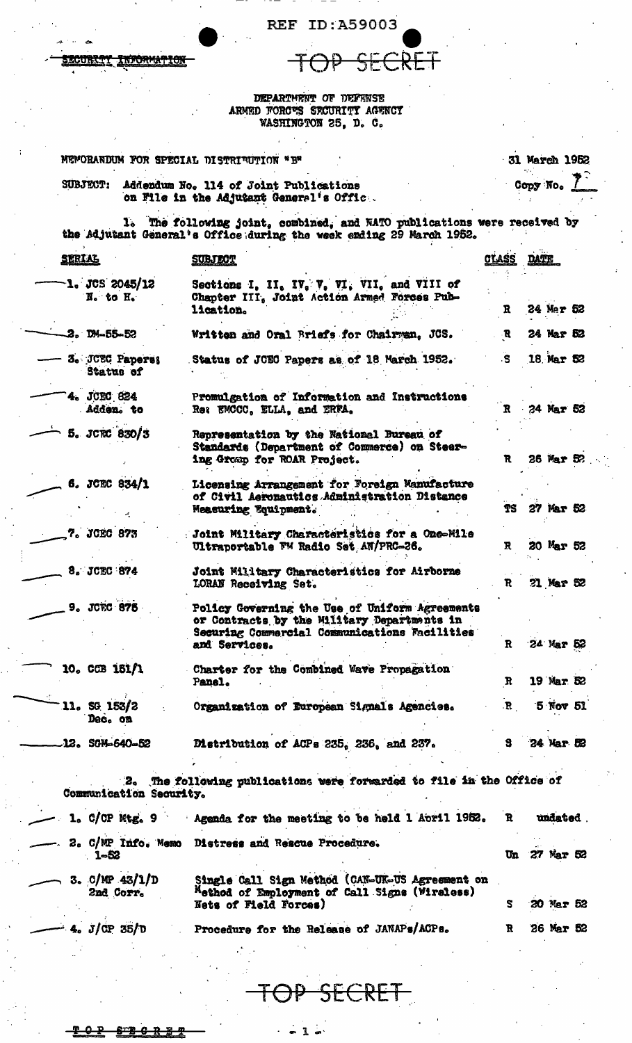REF ID:A59003

SECURITY INFORMATION

TOP SECRET

DEPARTMENT OF DEFENSE
ARMED FORCES SECURITY AGENCY
WASHINGTON 25, D. C.

MEMORANDUM FOR SPECIAL DISTRIBUTION "B"

31 March 1952

Copy No. 7

SUBJECT: Addendum No. 114 of Joint Publications on File in the Adjutant General's Office.

1. The following joint, combined, and NATO publications were received by the Adjutant General's Office during the week ending 29 March 1952.

| SERIAL | SUBJECT | CLASS | DATE |
|---|---|---|---|
| 1. JCS 2045/12 N. to H. | Sections I, II, IV, V, VI, VII, and VIII of Chapter III, Joint Action Armed Forces Publication. | R | 24 Mar 52 |
| 2. DM-55-52 | Written and Oral Briefs for Chairman, JCS. | R | 24 Mar 52 |
| 3. JCEC Papers; Status of | Status of JCEC Papers as of 18 March 1952. | S | 18 Mar 52 |
| 4. JCEC 824 Adden. to | Promulgation of Information and Instructions Re: EMCCC, ELLA, and ERFA. | R | 24 Mar 52 |
| 5. JCEC 830/3 | Representation by the National Bureau of Standards (Department of Commerce) on Steering Group for ROAR Project. | R | 26 Mar 52 |
| 6. JCEC 834/1 | Licensing Arrangement for Foreign Manufacture of Civil Aeronautics Administration Distance Measuring Equipment. | TS | 27 Mar 52 |
| 7. JCEC 873 | Joint Military Characteristics for a One-Mile Ultraportable FM Radio Set AN/PRC-26. | R | 20 Mar 52 |
| 8. JCEC 874 | Joint Military Characteristics for Airborne LORAN Receiving Set. | R | 21 Mar 52 |
| 9. JCEC 875 | Policy Governing the Use of Uniform Agreements or Contracts by the Military Departments in Securing Commercial Communications Facilities and Services. | R | 24 Mar 52 |
| 10. CCB 151/1 | Charter for the Combined Wave Propagation Panel. | R | 19 Mar 52 |
| 11. SG 153/2 Dec. on | Organization of European Signals Agencies. | R | 5 Nov 51 |
| 12. SGM-640-52 | Distribution of ACPs 235, 236, and 237. | S | 24 Mar 52 |

2. The following publications were forwarded to file in the Office of Communication Security.

| | | | |
|---|---|---|---|
| 1. C/CP Mtg. 9 | Agenda for the meeting to be held 1 April 1952. | R | undated |
| 2. C/MP Info. Memo 1-52 | Distress and Rescue Procedure. | Un | 27 Mar 52 |
| 3. C/MP 43/1/D 2nd Corr. | Single Call Sign Method (CAN-UK-US Agreement on Method of Employment of Call Signs (Wireless) Nets of Field Forces) | S | 20 Mar 52 |
| 4. J/CP 35/D | Procedure for the Release of JANAPs/ACPs. | R | 26 Mar 52 |

TOP SECRET

TOP SECRET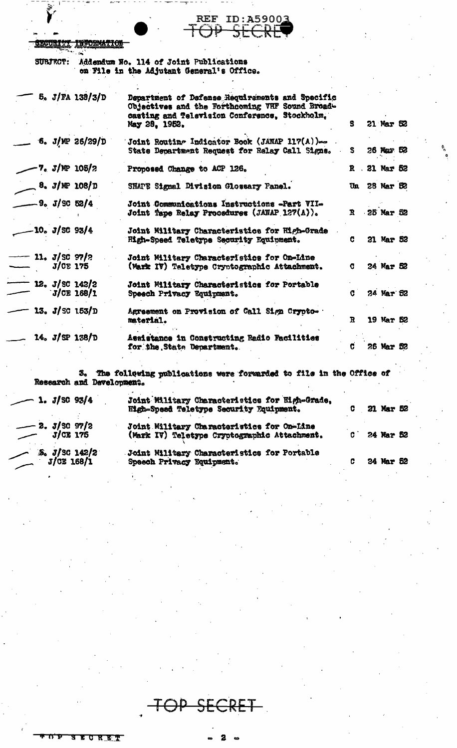REF ID:A59003
TOP SECRET

SECURITY INFORMATION

SUBJECT: Addendum No. 114 of Joint Publications on File in the Adjutant General's Office.

| | | | |
|---|---|---|---|
| 5. J/FA 138/3/D | Department of Defense Requirements and Specific Objectives and the Forthcoming VHF Sound Broadcasting and Television Conference, Stockholm, May 28, 1952. | S | 21 Mar 52 |
| 6. J/MP 26/29/D | Joint Routing Indicator Book (JANAP 117(A))-- State Department Request for Relay Call Signs. | S | 26 Mar 52 |
| 7. J/MP 105/2 | Proposed Change to ACP 126. | R | 21 Mar 52 |
| 8. J/MP 108/D | SHAPE Signal Division Glossary Panel. | Un | 28 Mar 52 |
| 9. J/SC 52/4 | Joint Communications Instructions -Part VII- Joint Tape Relay Procedures (JANAP 127(A)). | R | 25 Mar 52 |
| 10. J/SC 93/4 | Joint Military Characteristics for High-Grade High-Speed Teletype Security Equipment. | C | 21 Mar 52 |
| 11. J/SC 97/2 J/CE 175 | Joint Military Characteristics for On-Line (Mark IV) Teletype Cryptographic Attachment. | C | 24 Mar 52 |
| 12. J/SC 142/2 J/CE 168/1 | Joint Military Characteristics for Portable Speech Privacy Equipment. | C | 24 Mar 52 |
| 13. J/SC 153/D | Agreement on Provision of Call Sign Cryptomaterial. | R | 19 Mar 52 |
| 14. J/SP 138/D | Assistance in Constructing Radio Facilities for the State Department. | C | 26 Mar 52 |

3. The following publications were forwarded to file in the Office of Research and Development.

| | | | |
|---|---|---|---|
| 1. J/SC 93/4 | Joint Military Characteristics for High-Grade, High-Speed Teletype Security Equipment. | C | 21 Mar 52 |
| 2. J/SC 97/2 J/CE 175 | Joint Military Characteristics for On-Line (Mark IV) Teletype Cryptographic Attachment. | C | 24 Mar 52 |
| 3. J/SC 142/2 J/CE 168/1 | Joint Military Characteristics for Portable Speech Privacy Equipment. | C | 24 Mar 52 |

TOP SECRET